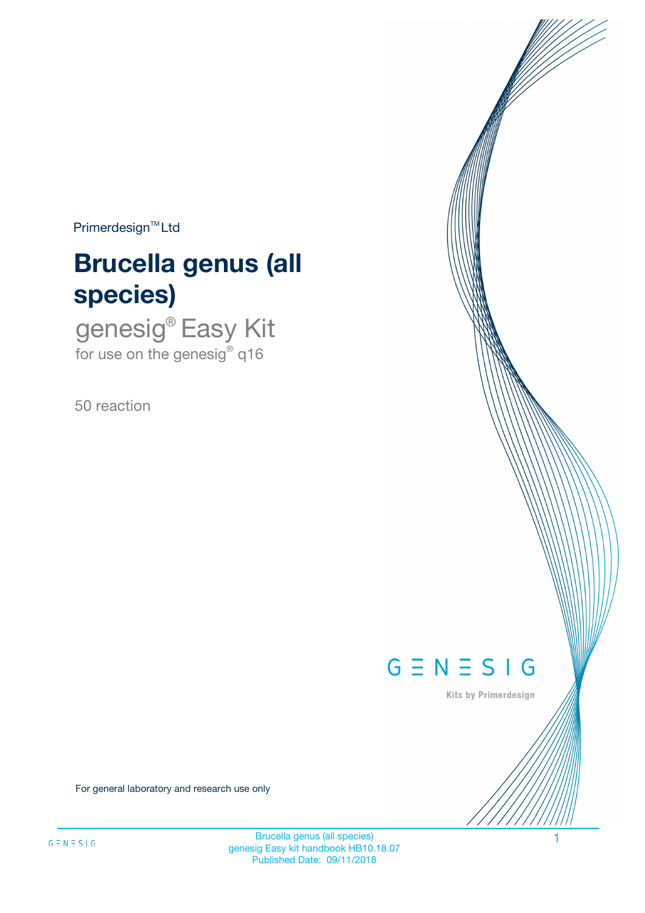Primerdesign™ Ltd

# Brucella genus (all species)

## genesig® Easy Kit

for use on the genesig® q16

50 reaction

GENESIG

Kits by Primerdesign

For general laboratory and research use only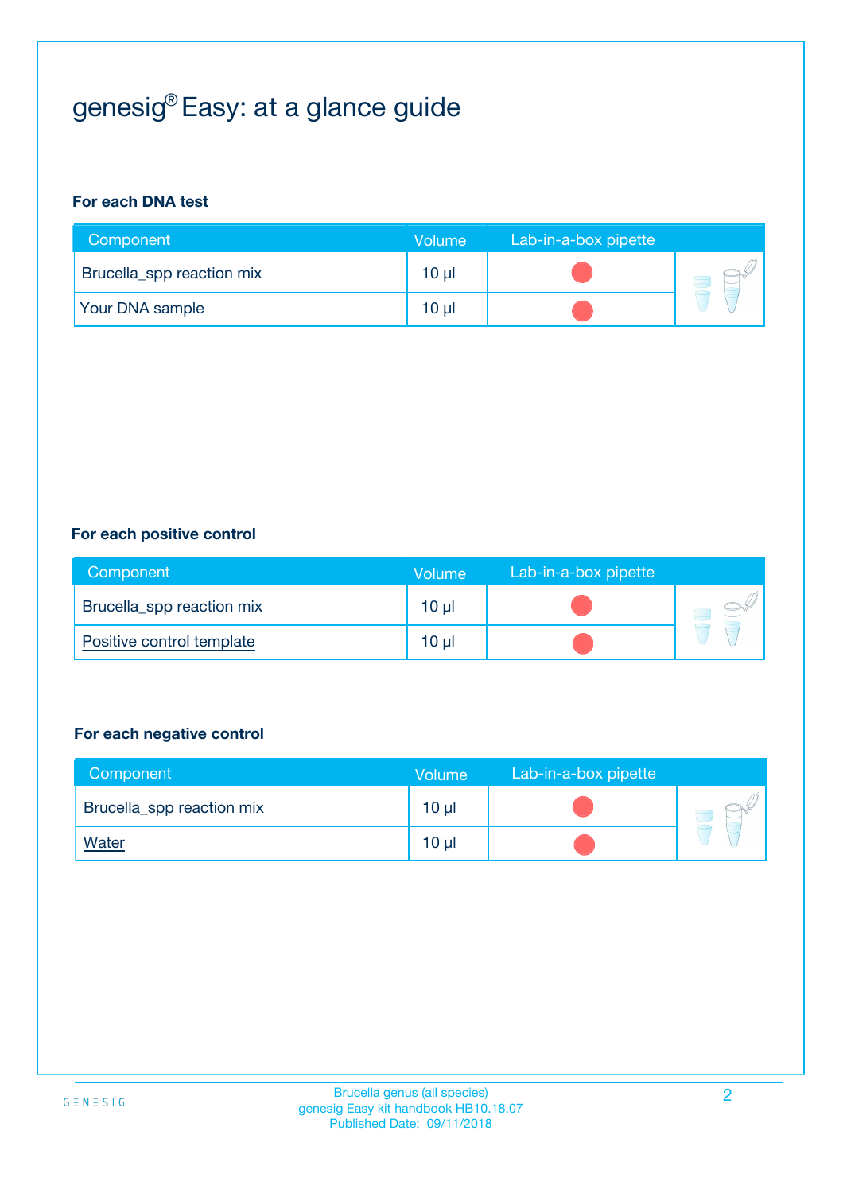# genesig® Easy: at a glance guide

**For each DNA test**

| Component | Volume | Lab-in-a-box pipette |
|---|---|---|
| Brucella_spp reaction mix | 10 µl | ● |
| Your DNA sample | 10 µl | ● |

**For each positive control**

| Component | Volume | Lab-in-a-box pipette |
|---|---|---|
| Brucella_spp reaction mix | 10 µl | ● |
| Positive control template | 10 µl | ● |

**For each negative control**

| Component | Volume | Lab-in-a-box pipette |
|---|---|---|
| Brucella_spp reaction mix | 10 µl | ● |
| Water | 10 µl | ● |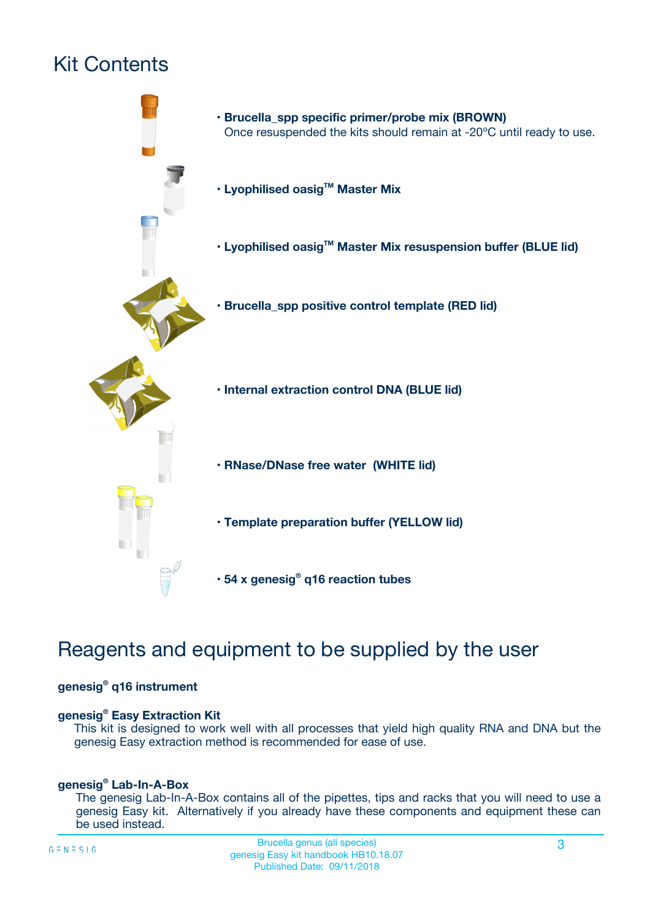# Kit Contents

- **Brucella_spp specific primer/probe mix (BROWN)**
  Once resuspended the kits should remain at -20ºC until ready to use.
- **Lyophilised oasig™ Master Mix**
- **Lyophilised oasig™ Master Mix resuspension buffer (BLUE lid)**
- **Brucella_spp positive control template (RED lid)**
- **Internal extraction control DNA (BLUE lid)**
- **RNase/DNase free water (WHITE lid)**
- **Template preparation buffer (YELLOW lid)**
- **54 x genesig® q16 reaction tubes**

# Reagents and equipment to be supplied by the user

**genesig® q16 instrument**

**genesig® Easy Extraction Kit**

This kit is designed to work well with all processes that yield high quality RNA and DNA but the genesig Easy extraction method is recommended for ease of use.

**genesig® Lab-In-A-Box**

The genesig Lab-In-A-Box contains all of the pipettes, tips and racks that you will need to use a genesig Easy kit. Alternatively if you already have these components and equipment these can be used instead.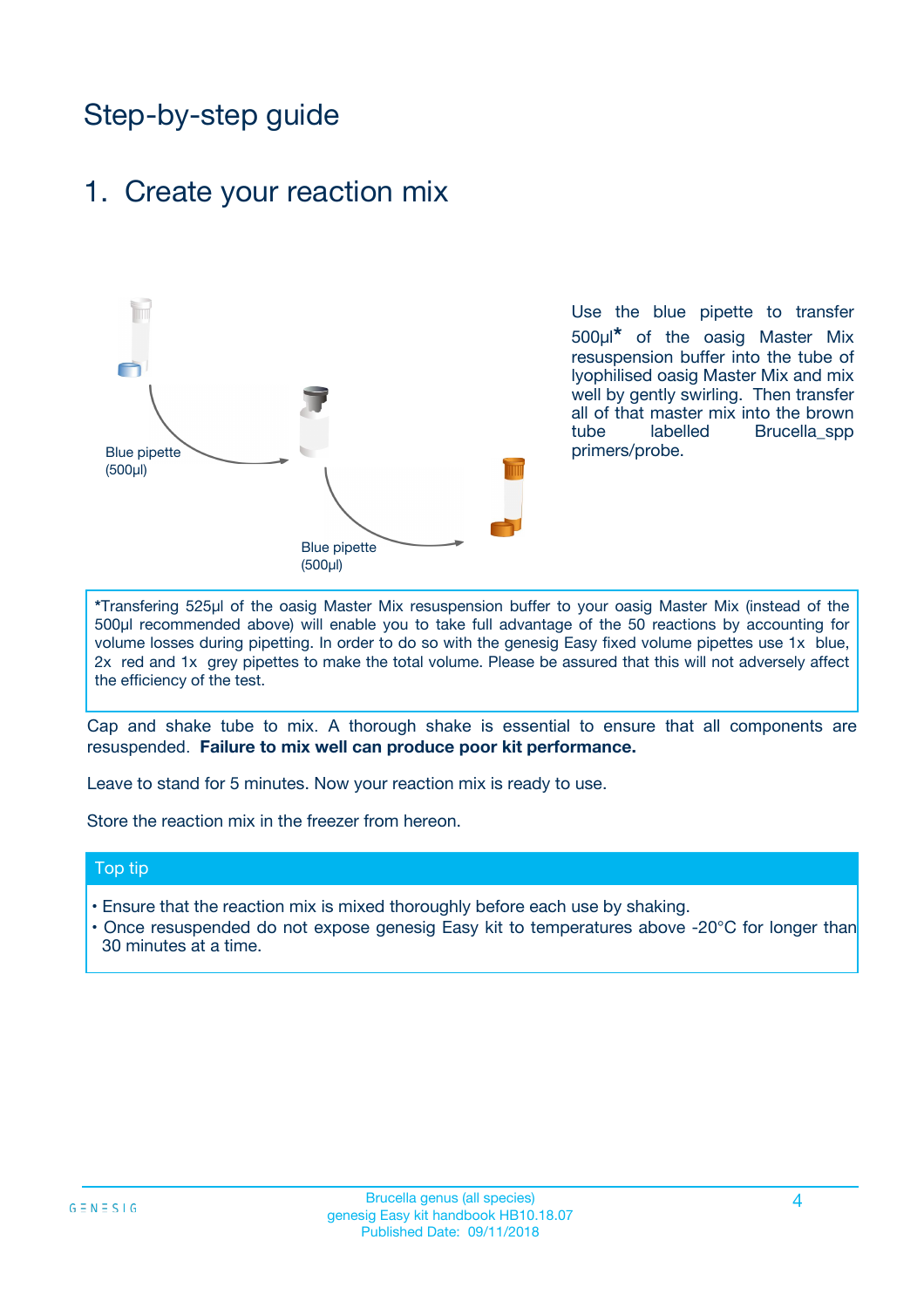# Step-by-step guide

## 1. Create your reaction mix

Blue pipette (500µl)

Blue pipette (500µl)

Use the blue pipette to transfer 500µl* of the oasig Master Mix resuspension buffer into the tube of lyophilised oasig Master Mix and mix well by gently swirling. Then transfer all of that master mix into the brown tube labelled Brucella_spp primers/probe.

*Transfering 525µl of the oasig Master Mix resuspension buffer to your oasig Master Mix (instead of the 500µl recommended above) will enable you to take full advantage of the 50 reactions by accounting for volume losses during pipetting. In order to do so with the genesig Easy fixed volume pipettes use 1x blue, 2x red and 1x grey pipettes to make the total volume. Please be assured that this will not adversely affect the efficiency of the test.

Cap and shake tube to mix. A thorough shake is essential to ensure that all components are resuspended. **Failure to mix well can produce poor kit performance.**

Leave to stand for 5 minutes. Now your reaction mix is ready to use.

Store the reaction mix in the freezer from hereon.

### Top tip

- Ensure that the reaction mix is mixed thoroughly before each use by shaking.
- Once resuspended do not expose genesig Easy kit to temperatures above -20°C for longer than 30 minutes at a time.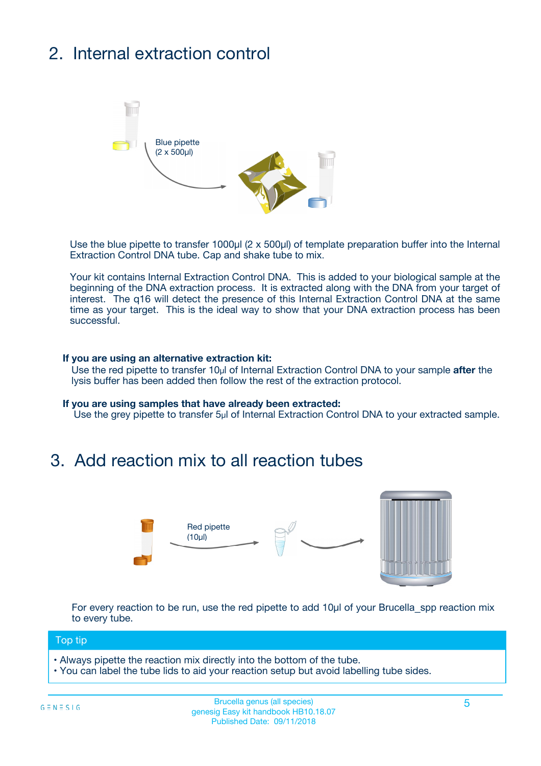## 2. Internal extraction control

Blue pipette
(2 x 500µl)

Use the blue pipette to transfer 1000µl (2 x 500µl) of template preparation buffer into the Internal Extraction Control DNA tube. Cap and shake tube to mix.

Your kit contains Internal Extraction Control DNA. This is added to your biological sample at the beginning of the DNA extraction process. It is extracted along with the DNA from your target of interest. The q16 will detect the presence of this Internal Extraction Control DNA at the same time as your target. This is the ideal way to show that your DNA extraction process has been successful.

**If you are using an alternative extraction kit:**
Use the red pipette to transfer 10µl of Internal Extraction Control DNA to your sample **after** the lysis buffer has been added then follow the rest of the extraction protocol.

**If you are using samples that have already been extracted:**
Use the grey pipette to transfer 5µl of Internal Extraction Control DNA to your extracted sample.

## 3. Add reaction mix to all reaction tubes

Red pipette
(10µl)

For every reaction to be run, use the red pipette to add 10µl of your Brucella_spp reaction mix to every tube.

**Top tip**

- Always pipette the reaction mix directly into the bottom of the tube.
- You can label the tube lids to aid your reaction setup but avoid labelling tube sides.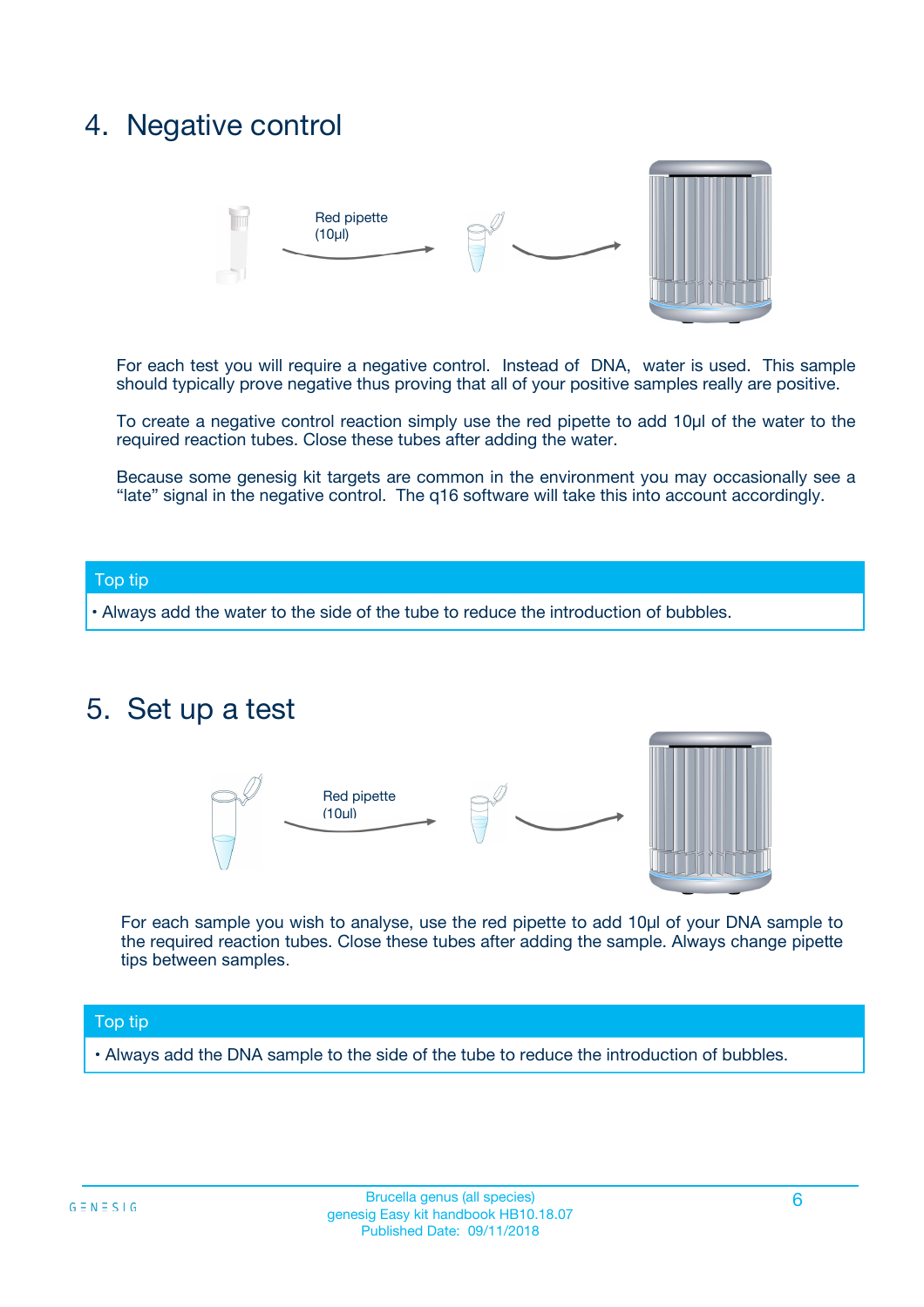## 4. Negative control

Red pipette (10µl)

For each test you will require a negative control. Instead of DNA, water is used. This sample should typically prove negative thus proving that all of your positive samples really are positive.

To create a negative control reaction simply use the red pipette to add 10µl of the water to the required reaction tubes. Close these tubes after adding the water.

Because some genesig kit targets are common in the environment you may occasionally see a “late” signal in the negative control. The q16 software will take this into account accordingly.

**Top tip**

- Always add the water to the side of the tube to reduce the introduction of bubbles.

## 5. Set up a test

Red pipette (10µl)

For each sample you wish to analyse, use the red pipette to add 10µl of your DNA sample to the required reaction tubes. Close these tubes after adding the sample. Always change pipette tips between samples.

**Top tip**

- Always add the DNA sample to the side of the tube to reduce the introduction of bubbles.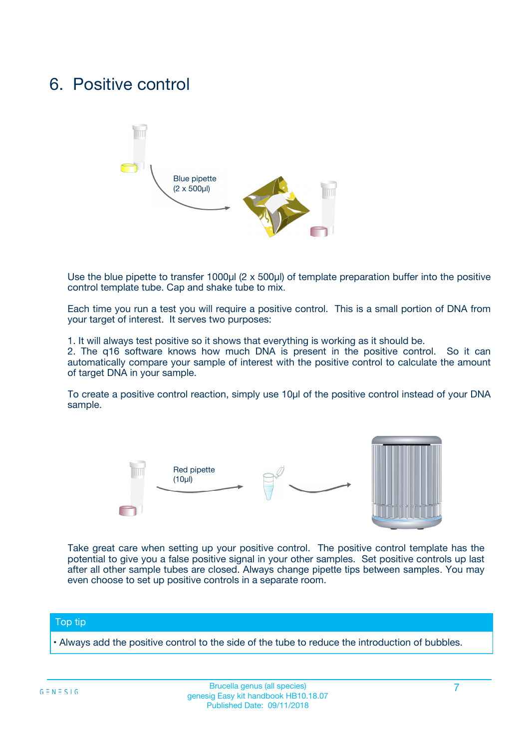# 6. Positive control

Blue pipette (2 x 500µl)

Use the blue pipette to transfer 1000µl (2 x 500µl) of template preparation buffer into the positive control template tube. Cap and shake tube to mix.

Each time you run a test you will require a positive control. This is a small portion of DNA from your target of interest. It serves two purposes:

1. It will always test positive so it shows that everything is working as it should be.
2. The q16 software knows how much DNA is present in the positive control. So it can automatically compare your sample of interest with the positive control to calculate the amount of target DNA in your sample.

To create a positive control reaction, simply use 10µl of the positive control instead of your DNA sample.

Red pipette (10µl)

Take great care when setting up your positive control. The positive control template has the potential to give you a false positive signal in your other samples. Set positive controls up last after all other sample tubes are closed. Always change pipette tips between samples. You may even choose to set up positive controls in a separate room.

**Top tip**

- Always add the positive control to the side of the tube to reduce the introduction of bubbles.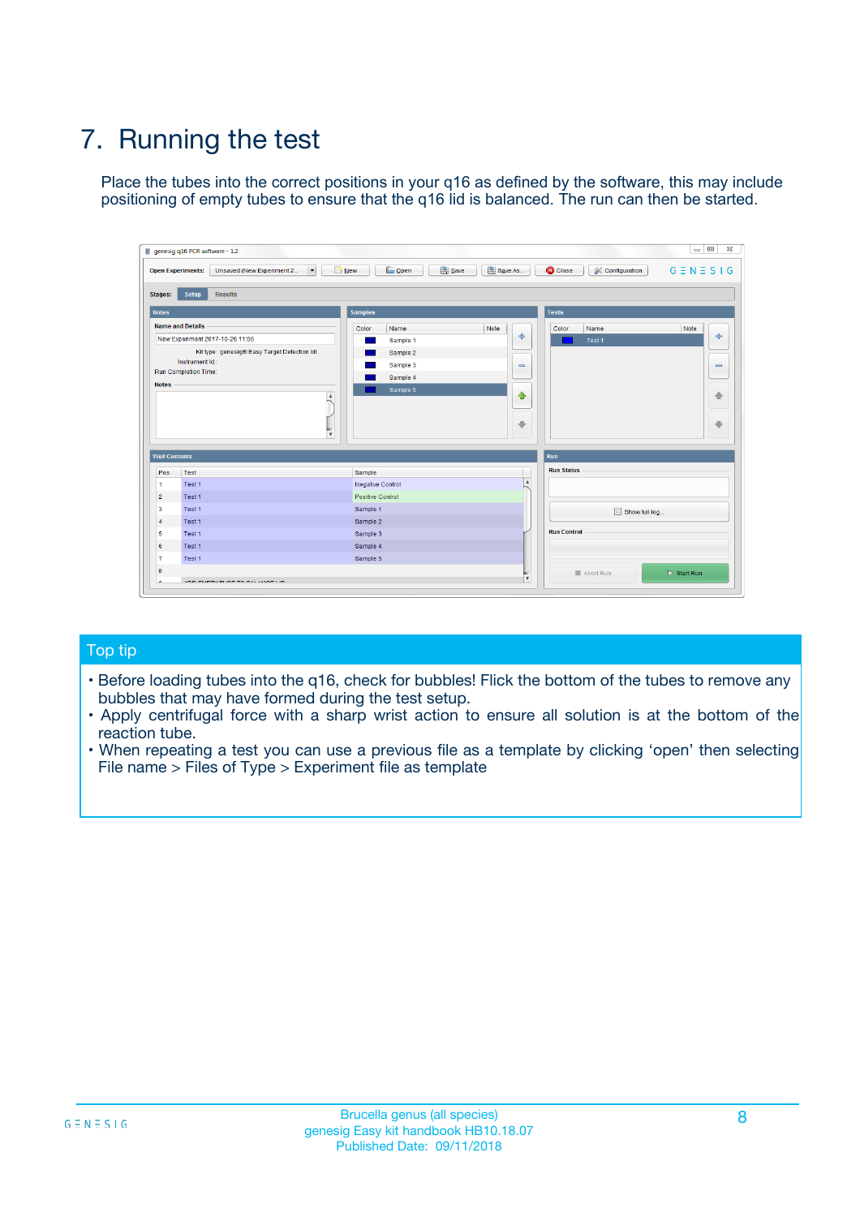# 7. Running the test

Place the tubes into the correct positions in your q16 as defined by the software, this may include positioning of empty tubes to ensure that the q16 lid is balanced. The run can then be started.

## Top tip

- Before loading tubes into the q16, check for bubbles! Flick the bottom of the tubes to remove any bubbles that may have formed during the test setup.
- Apply centrifugal force with a sharp wrist action to ensure all solution is at the bottom of the reaction tube.
- When repeating a test you can use a previous file as a template by clicking 'open' then selecting File name > Files of Type > Experiment file as template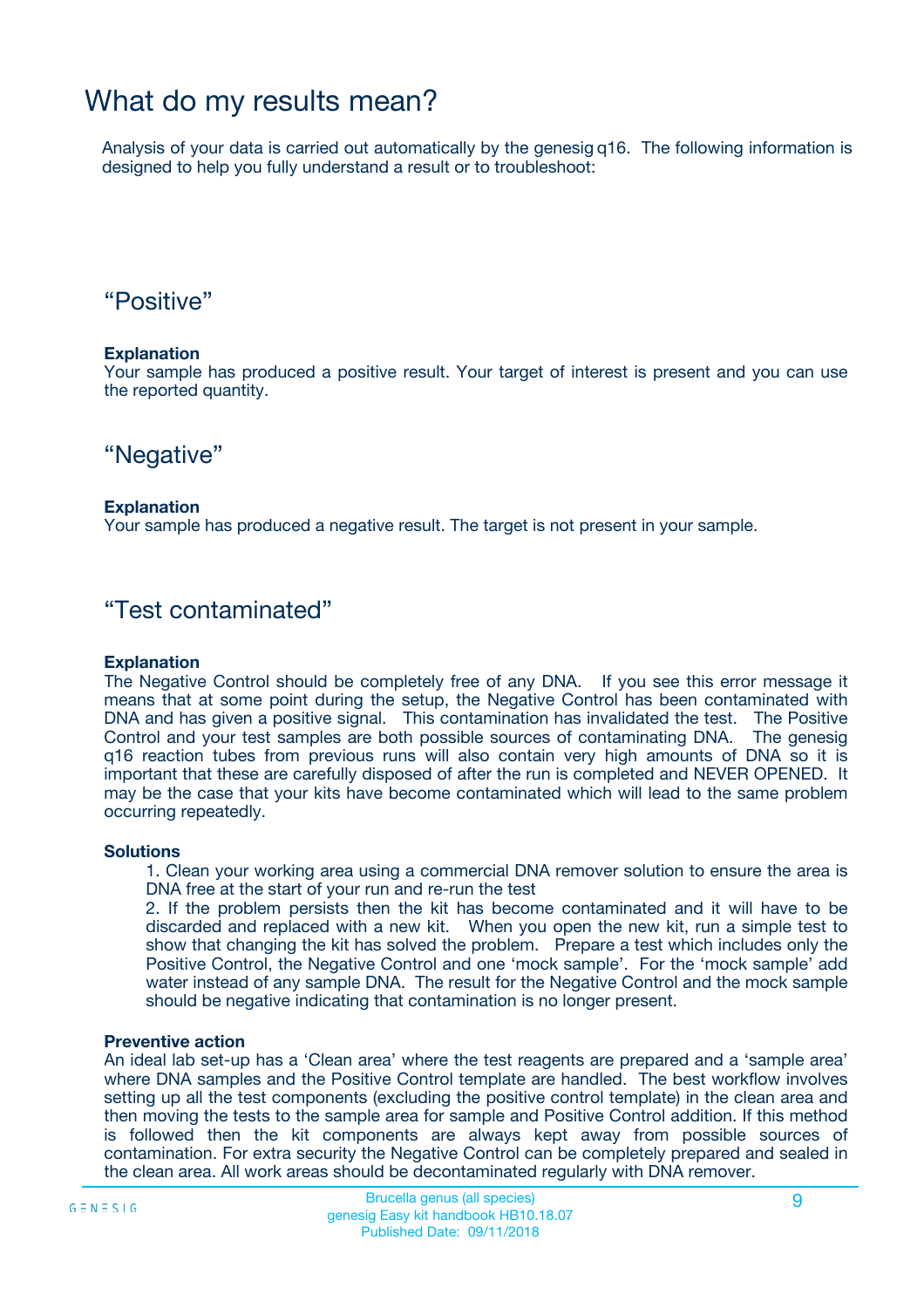# What do my results mean?

Analysis of your data is carried out automatically by the genesig q16. The following information is designed to help you fully understand a result or to troubleshoot:

## "Positive"

**Explanation**
Your sample has produced a positive result. Your target of interest is present and you can use the reported quantity.

## "Negative"

**Explanation**
Your sample has produced a negative result. The target is not present in your sample.

## "Test contaminated"

**Explanation**
The Negative Control should be completely free of any DNA. If you see this error message it means that at some point during the setup, the Negative Control has been contaminated with DNA and has given a positive signal. This contamination has invalidated the test. The Positive Control and your test samples are both possible sources of contaminating DNA. The genesig q16 reaction tubes from previous runs will also contain very high amounts of DNA so it is important that these are carefully disposed of after the run is completed and NEVER OPENED. It may be the case that your kits have become contaminated which will lead to the same problem occurring repeatedly.

**Solutions**

1. Clean your working area using a commercial DNA remover solution to ensure the area is DNA free at the start of your run and re-run the test
2. If the problem persists then the kit has become contaminated and it will have to be discarded and replaced with a new kit. When you open the new kit, run a simple test to show that changing the kit has solved the problem. Prepare a test which includes only the Positive Control, the Negative Control and one 'mock sample'. For the 'mock sample' add water instead of any sample DNA. The result for the Negative Control and the mock sample should be negative indicating that contamination is no longer present.

**Preventive action**
An ideal lab set-up has a 'Clean area' where the test reagents are prepared and a 'sample area' where DNA samples and the Positive Control template are handled. The best workflow involves setting up all the test components (excluding the positive control template) in the clean area and then moving the tests to the sample area for sample and Positive Control addition. If this method is followed then the kit components are always kept away from possible sources of contamination. For extra security the Negative Control can be completely prepared and sealed in the clean area. All work areas should be decontaminated regularly with DNA remover.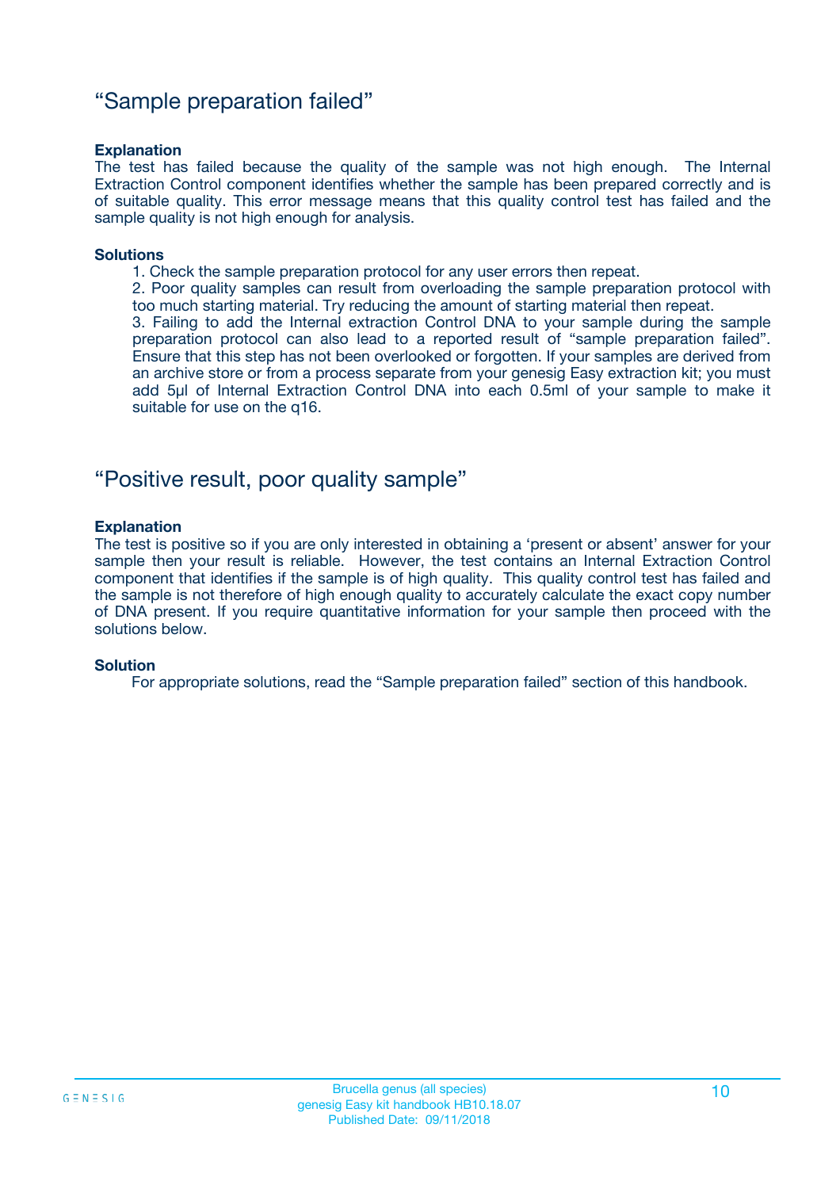## “Sample preparation failed”

**Explanation**

The test has failed because the quality of the sample was not high enough. The Internal Extraction Control component identifies whether the sample has been prepared correctly and is of suitable quality. This error message means that this quality control test has failed and the sample quality is not high enough for analysis.

**Solutions**

1. Check the sample preparation protocol for any user errors then repeat.
2. Poor quality samples can result from overloading the sample preparation protocol with too much starting material. Try reducing the amount of starting material then repeat.
3. Failing to add the Internal extraction Control DNA to your sample during the sample preparation protocol can also lead to a reported result of “sample preparation failed”. Ensure that this step has not been overlooked or forgotten. If your samples are derived from an archive store or from a process separate from your genesig Easy extraction kit; you must add 5µl of Internal Extraction Control DNA into each 0.5ml of your sample to make it suitable for use on the q16.

## “Positive result, poor quality sample”

**Explanation**

The test is positive so if you are only interested in obtaining a ‘present or absent’ answer for your sample then your result is reliable. However, the test contains an Internal Extraction Control component that identifies if the sample is of high quality. This quality control test has failed and the sample is not therefore of high enough quality to accurately calculate the exact copy number of DNA present. If you require quantitative information for your sample then proceed with the solutions below.

**Solution**

For appropriate solutions, read the “Sample preparation failed” section of this handbook.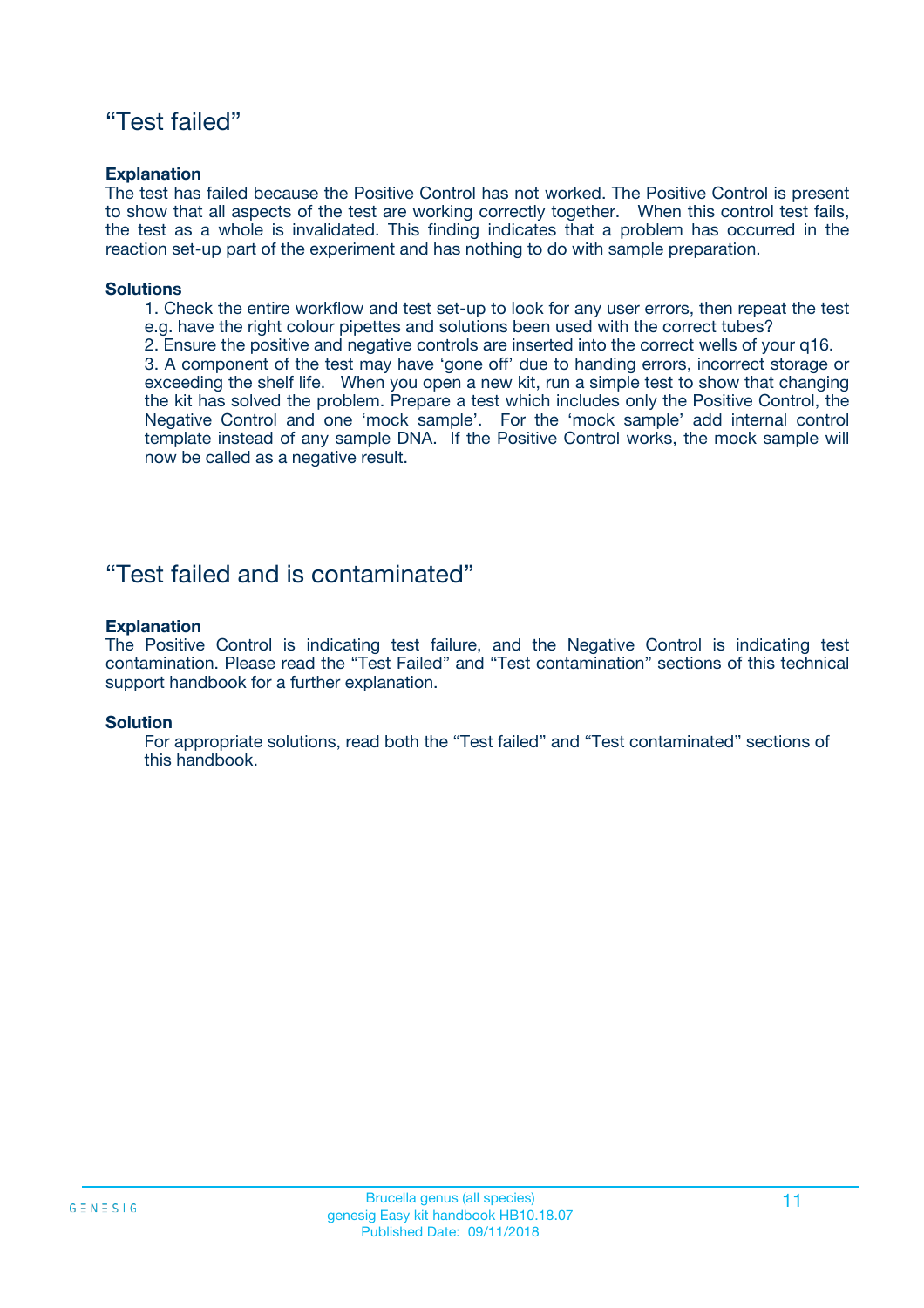## “Test failed”

**Explanation**

The test has failed because the Positive Control has not worked. The Positive Control is present to show that all aspects of the test are working correctly together. When this control test fails, the test as a whole is invalidated. This finding indicates that a problem has occurred in the reaction set-up part of the experiment and has nothing to do with sample preparation.

**Solutions**

1. Check the entire workflow and test set-up to look for any user errors, then repeat the test e.g. have the right colour pipettes and solutions been used with the correct tubes?
2. Ensure the positive and negative controls are inserted into the correct wells of your q16.
3. A component of the test may have ‘gone off’ due to handing errors, incorrect storage or exceeding the shelf life. When you open a new kit, run a simple test to show that changing the kit has solved the problem. Prepare a test which includes only the Positive Control, the Negative Control and one ‘mock sample’. For the ‘mock sample’ add internal control template instead of any sample DNA. If the Positive Control works, the mock sample will now be called as a negative result.

## “Test failed and is contaminated”

**Explanation**

The Positive Control is indicating test failure, and the Negative Control is indicating test contamination. Please read the “Test Failed” and “Test contamination” sections of this technical support handbook for a further explanation.

**Solution**

For appropriate solutions, read both the “Test failed” and “Test contaminated” sections of this handbook.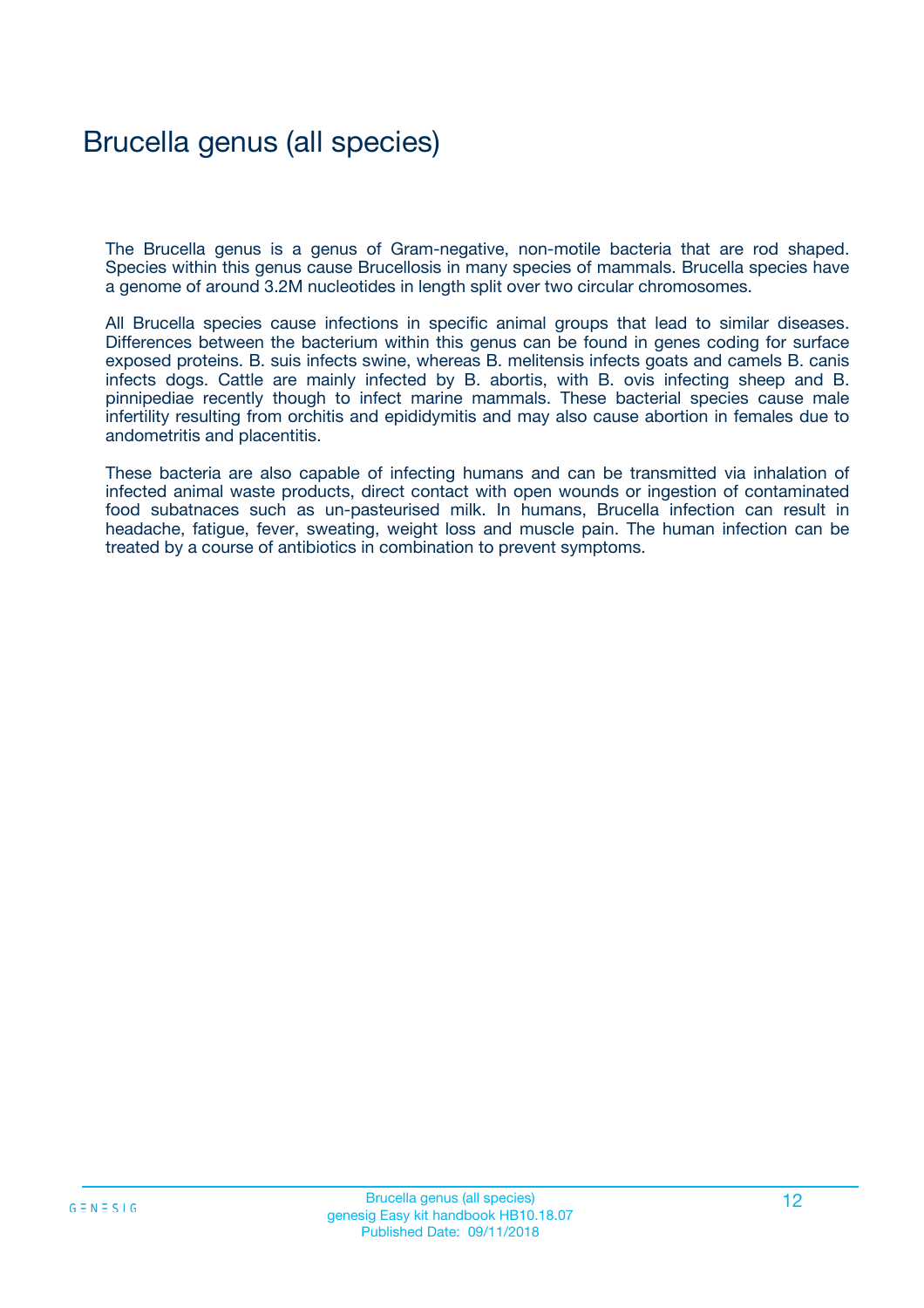# Brucella genus (all species)

The Brucella genus is a genus of Gram-negative, non-motile bacteria that are rod shaped. Species within this genus cause Brucellosis in many species of mammals. Brucella species have a genome of around 3.2M nucleotides in length split over two circular chromosomes.

All Brucella species cause infections in specific animal groups that lead to similar diseases. Differences between the bacterium within this genus can be found in genes coding for surface exposed proteins. B. suis infects swine, whereas B. melitensis infects goats and camels B. canis infects dogs. Cattle are mainly infected by B. abortis, with B. ovis infecting sheep and B. pinnipediae recently though to infect marine mammals. These bacterial species cause male infertility resulting from orchitis and epididymitis and may also cause abortion in females due to andometritis and placentitis.

These bacteria are also capable of infecting humans and can be transmitted via inhalation of infected animal waste products, direct contact with open wounds or ingestion of contaminated food subatnaces such as un-pasteurised milk. In humans, Brucella infection can result in headache, fatigue, fever, sweating, weight loss and muscle pain. The human infection can be treated by a course of antibiotics in combination to prevent symptoms.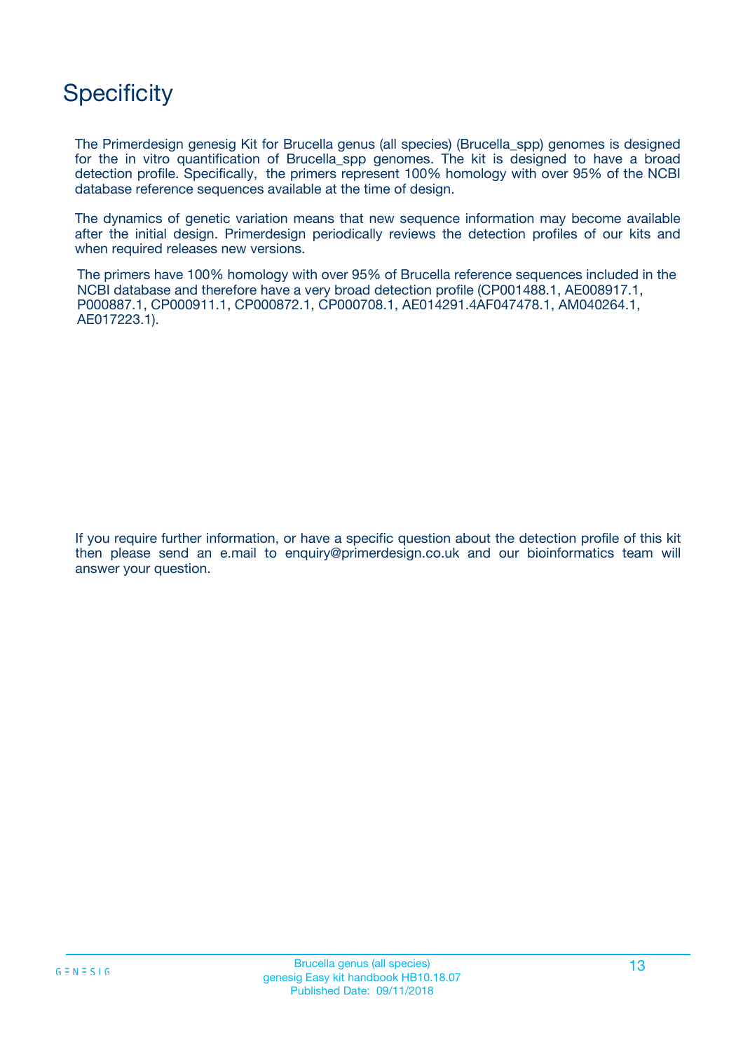# Specificity

The Primerdesign genesig Kit for Brucella genus (all species) (Brucella_spp) genomes is designed for the in vitro quantification of Brucella_spp genomes. The kit is designed to have a broad detection profile. Specifically, the primers represent 100% homology with over 95% of the NCBI database reference sequences available at the time of design.

The dynamics of genetic variation means that new sequence information may become available after the initial design. Primerdesign periodically reviews the detection profiles of our kits and when required releases new versions.

The primers have 100% homology with over 95% of Brucella reference sequences included in the NCBI database and therefore have a very broad detection profile (CP001488.1, AE008917.1, P000887.1, CP000911.1, CP000872.1, CP000708.1, AE014291.4AF047478.1, AM040264.1, AE017223.1).

If you require further information, or have a specific question about the detection profile of this kit then please send an e.mail to enquiry@primerdesign.co.uk and our bioinformatics team will answer your question.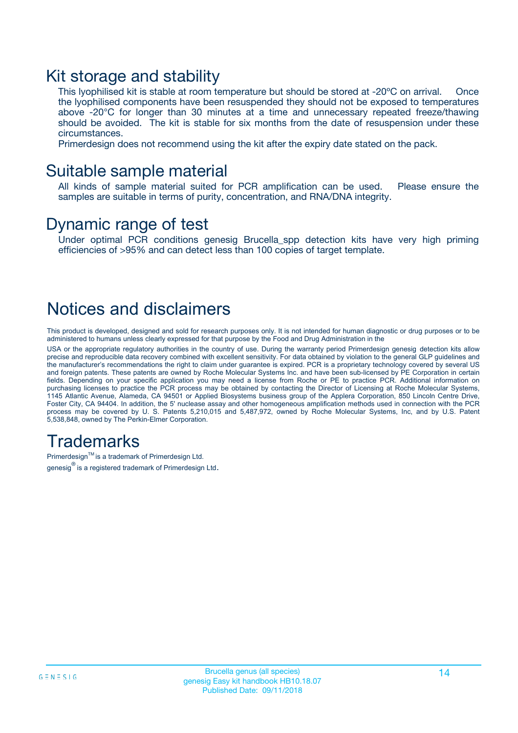## Kit storage and stability

This lyophilised kit is stable at room temperature but should be stored at -20ºC on arrival. Once the lyophilised components have been resuspended they should not be exposed to temperatures above -20°C for longer than 30 minutes at a time and unnecessary repeated freeze/thawing should be avoided. The kit is stable for six months from the date of resuspension under these circumstances.

Primerdesign does not recommend using the kit after the expiry date stated on the pack.

## Suitable sample material

All kinds of sample material suited for PCR amplification can be used. Please ensure the samples are suitable in terms of purity, concentration, and RNA/DNA integrity.

## Dynamic range of test

Under optimal PCR conditions genesig Brucella_spp detection kits have very high priming efficiencies of >95% and can detect less than 100 copies of target template.

# Notices and disclaimers

This product is developed, designed and sold for research purposes only. It is not intended for human diagnostic or drug purposes or to be administered to humans unless clearly expressed for that purpose by the Food and Drug Administration in the USA or the appropriate regulatory authorities in the country of use. During the warranty period Primerdesign genesig detection kits allow precise and reproducible data recovery combined with excellent sensitivity. For data obtained by violation to the general GLP guidelines and the manufacturer's recommendations the right to claim under guarantee is expired. PCR is a proprietary technology covered by several US and foreign patents. These patents are owned by Roche Molecular Systems Inc. and have been sub-licensed by PE Corporation in certain fields. Depending on your specific application you may need a license from Roche or PE to practice PCR. Additional information on purchasing licenses to practice the PCR process may be obtained by contacting the Director of Licensing at Roche Molecular Systems, 1145 Atlantic Avenue, Alameda, CA 94501 or Applied Biosystems business group of the Applera Corporation, 850 Lincoln Centre Drive, Foster City, CA 94404. In addition, the 5' nuclease assay and other homogeneous amplification methods used in connection with the PCR process may be covered by U. S. Patents 5,210,015 and 5,487,972, owned by Roche Molecular Systems, Inc, and by U.S. Patent 5,538,848, owned by The Perkin-Elmer Corporation.

# Trademarks

Primerdesign™ is a trademark of Primerdesign Ltd.

genesig® is a registered trademark of Primerdesign Ltd.